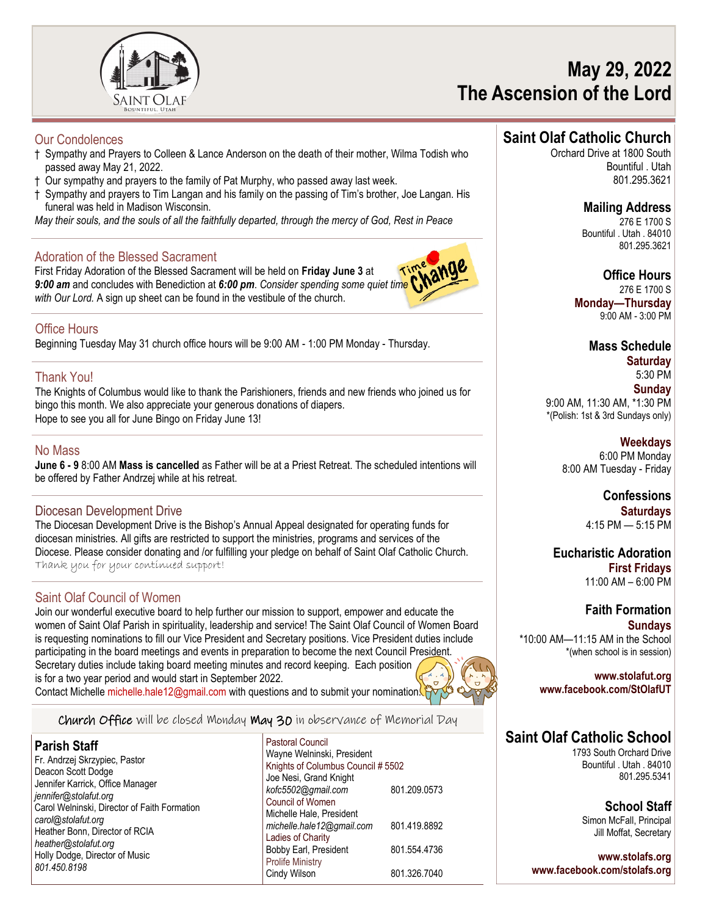# May 29, 2022
# The Ascension of the Lord

## Our Condolences

- † Sympathy and Prayers to Colleen & Lance Anderson on the death of their mother, Wilma Todish who passed away May 21, 2022.
- † Our sympathy and prayers to the family of Pat Murphy, who passed away last week.
- † Sympathy and prayers to Tim Langan and his family on the passing of Tim's brother, Joe Langan. His funeral was held in Madison Wisconsin.

*May their souls, and the souls of all the faithfully departed, through the mercy of God, Rest in Peace*

## Adoration of the Blessed Sacrament

Time Change

First Friday Adoration of the Blessed Sacrament will be held on **Friday June 3** at ***9:00 am*** and concludes with Benediction at ***6:00 pm***. *Consider spending some quiet time with Our Lord.* A sign up sheet can be found in the vestibule of the church.

## Office Hours

Beginning Tuesday May 31 church office hours will be 9:00 AM - 1:00 PM Monday - Thursday.

## Thank You!

The Knights of Columbus would like to thank the Parishioners, friends and new friends who joined us for bingo this month. We also appreciate your generous donations of diapers.
Hope to see you all for June Bingo on Friday June 13!

## No Mass

**June 6 - 9** 8:00 AM **Mass is cancelled** as Father will be at a Priest Retreat. The scheduled intentions will be offered by Father Andrzej while at his retreat.

## Diocesan Development Drive

The Diocesan Development Drive is the Bishop's Annual Appeal designated for operating funds for diocesan ministries. All gifts are restricted to support the ministries, programs and services of the Diocese. Please consider donating and /or fulfilling your pledge on behalf of Saint Olaf Catholic Church.
Thank you for your continued support!

## Saint Olaf Council of Women

Join our wonderful executive board to help further our mission to support, empower and educate the women of Saint Olaf Parish in spirituality, leadership and service! The Saint Olaf Council of Women Board is requesting nominations to fill our Vice President and Secretary positions. Vice President duties include participating in the board meetings and events in preparation to become the next Council President. Secretary duties include taking board meeting minutes and record keeping. Each position is for a two year period and would start in September 2022.
Contact Michelle michelle.hale12@gmail.com with questions and to submit your nomination.

**Church Office** will be closed Monday **May 30** in observance of Memorial Day

## Parish Staff

Fr. Andrzej Skrzypiec, Pastor
Deacon Scott Dodge
Jennifer Karrick, Office Manager
*jennifer@stolafut.org*
Carol Welninski, Director of Faith Formation
*carol@stolafut.org*
Heather Bonn, Director of RCIA
*heather@stolafut.org*
Holly Dodge, Director of Music
*801.450.8198*

Pastoral Council
Wayne Welninski, President

Knights of Columbus Council # 5502
Joe Nesi, Grand Knight
*kofc5502@gmail.com* 801.209.0573

Council of Women
Michelle Hale, President
*michelle.hale12@gmail.com* 801.419.8892

Ladies of Charity
Bobby Earl, President 801.554.4736

Prolife Ministry
Cindy Wilson 801.326.7040

## Saint Olaf Catholic Church

Orchard Drive at 1800 South
Bountiful . Utah
801.295.3621

### Mailing Address

276 E 1700 S
Bountiful . Utah . 84010
801.295.3621

### Office Hours

276 E 1700 S
**Monday—Thursday**
9:00 AM - 3:00 PM

### Mass Schedule

**Saturday**
5:30 PM
**Sunday**
9:00 AM, 11:30 AM, *1:30 PM
*(Polish: 1st & 3rd Sundays only)

**Weekdays**
6:00 PM Monday
8:00 AM Tuesday - Friday

### Confessions

**Saturdays**
4:15 PM — 5:15 PM

### Eucharistic Adoration

**First Fridays**
11:00 AM – 6:00 PM

### Faith Formation

**Sundays**
*10:00 AM—11:15 AM in the School
*(when school is in session)

**www.stolafut.org**
**www.facebook.com/StOlafUT**

## Saint Olaf Catholic School

1793 South Orchard Drive
Bountiful . Utah . 84010
801.295.5341

### School Staff

Simon McFall, Principal
Jill Moffat, Secretary

**www.stolafs.org**
**www.facebook.com/stolafs.org**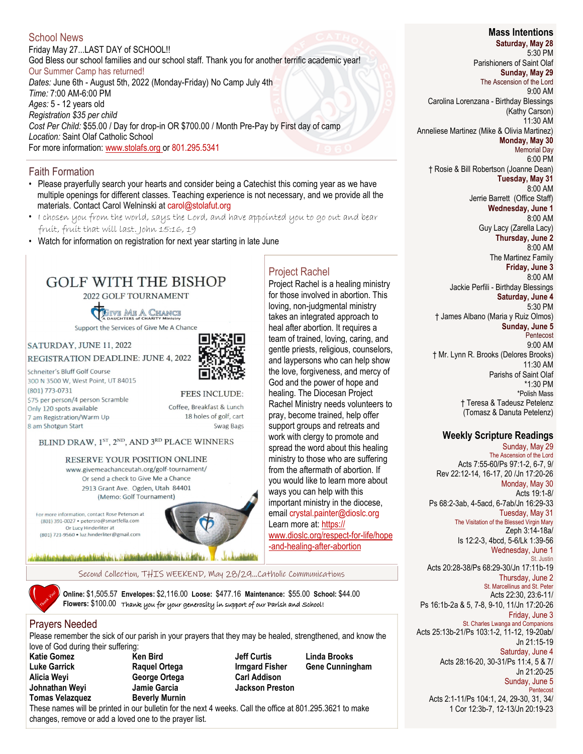## School News

Friday May 27...LAST DAY of SCHOOL!!

God Bless our school families and our school staff. Thank you for another terrific academic year!

Our Summer Camp has returned!

*Dates:* June 6th - August 5th, 2022 (Monday-Friday) No Camp July 4th

*Time:* 7:00 AM-6:00 PM

*Ages:* 5 - 12 years old

*Registration $35 per child*

*Cost Per Child:* $55.00 / Day for drop-in OR $700.00 / Month Pre-Pay by First day of camp

*Location:* Saint Olaf Catholic School

For more information: www.stolafs.org or 801.295.5341

## Faith Formation

- Please prayerfully search your hearts and consider being a Catechist this coming year as we have multiple openings for different classes. Teaching experience is not necessary, and we provide all the materials. Contact Carol Welninski at carol@stolafut.org
- *I chosen you from the world, says the Lord, and have appointed you to go out and bear fruit, fruit that will last. John 15:16, 19*
- Watch for information on registration for next year starting in late June

## GOLF WITH THE BISHOP

2022 GOLF TOURNAMENT

Give Me A Chance — A Daughters of Charity Ministry

Support the Services of Give Me A Chance

SATURDAY, JUNE 11, 2022

REGISTRATION DEADLINE: JUNE 4, 2022

Schneiter's Bluff Golf Course
300 N 3500 W, West Point, UT 84015
(801) 773-0731
$75 per person/4 person Scramble
Only 120 spots available
7 am Registration/Warm Up
8 am Shotgun Start

FEES INCLUDE:
Coffee, Breakfast & Lunch
18 holes of golf, cart
Swag Bags

BLIND DRAW, 1ST, 2ND, AND 3RD PLACE WINNERS

RESERVE YOUR POSITION ONLINE
www.givemeachanceutah.org/golf-tournament/
Or send a check to Give Me a Chance
2913 Grant Ave. Ogden, Utah 84401
(Memo: Golf Tournament)

For more information, contact Rose Peterson at (801) 391-0027 • petersro@smartfella.com
Or Lucy Hinderliter at (801) 721-9560 • luz.hinderliter@gmail.com

## Project Rachel

Project Rachel is a healing ministry for those involved in abortion. This loving, non-judgmental ministry takes an integrated approach to heal after abortion. It requires a team of trained, loving, caring, and gentle priests, religious, counselors, and laypersons who can help show the love, forgiveness, and mercy of God and the power of hope and healing. The Diocesan Project Rachel Ministry needs volunteers to pray, become trained, help offer support groups and retreats and work with clergy to promote and spread the word about this healing ministry to those who are suffering from the aftermath of abortion. If you would like to learn more about ways you can help with this important ministry in the diocese, email crystal.painter@dioslc.org Learn more at: https://www.dioslc.org/respect-for-life/hope-and-healing-after-abortion

*Second Collection, THIS WEEKEND, May 28/29...Catholic Communications*

**Online:** $1,505.57 **Envelopes:** $2,116.00 **Loose:** $477.16 **Maintenance:** $55.00 **School:** $44.00
**Flowers:** $100.00 *Thank you for your generosity in support of our Parish and School!*

## Prayers Needed

Please remember the sick of our parish in your prayers that they may be healed, strengthened, and know the love of God during their suffering:

| | | | |
|---|---|---|---|
| **Katie Gomez** | **Ken Bird** | **Jeff Curtis** | **Linda Brooks** |
| **Luke Garrick** | **Raquel Ortega** | **Irmgard Fisher** | **Gene Cunningham** |
| **Alicia Weyi** | **George Ortega** | **Carl Addison** | |
| **Johnathan Weyi** | **Jamie Garcia** | **Jackson Preston** | |
| **Tomas Velazquez** | **Beverly Murnin** | | |

These names will be printed in our bulletin for the next 4 weeks. Call the office at 801.295.3621 to make changes, remove or add a loved one to the prayer list.

## Mass Intentions

**Saturday, May 28**
5:30 PM
Parishioners of Saint Olaf

**Sunday, May 29**
The Ascension of the Lord
9:00 AM
Carolina Lorenzana - Birthday Blessings (Kathy Carson)
11:30 AM
Anneliese Martinez (Mike & Olivia Martinez)

**Monday, May 30**
Memorial Day
6:00 PM
† Rosie & Bill Robertson (Joanne Dean)

**Tuesday, May 31**
8:00 AM
Jerrie Barrett (Office Staff)

**Wednesday, June 1**
8:00 AM
Guy Lacy (Zarella Lacy)

**Thursday, June 2**
8:00 AM
The Martinez Family

**Friday, June 3**
8:00 AM
Jackie Perfili - Birthday Blessings

**Saturday, June 4**
5:30 PM
† James Albano (Maria y Ruiz Olmos)

**Sunday, June 5**
Pentecost
9:00 AM
† Mr. Lynn R. Brooks (Delores Brooks)
11:30 AM
Parishs of Saint Olaf
*1:30 PM
*Polish Mass
† Teresa & Tadeusz Petelenz (Tomasz & Danuta Petelenz)

## Weekly Scripture Readings

**Sunday, May 29**
The Ascension of the Lord
Acts 7:55-60/Ps 97:1-2, 6-7, 9/ Rev 22:12-14, 16-17, 20 /Jn 17:20-26

**Monday, May 30**
Acts 19:1-8/ Ps 68:2-3ab, 4-5acd, 6-7ab/Jn 16:29-33

**Tuesday, May 31**
The Visitation of the Blessed Virgin Mary
Zeph 3:14-18a/ Is 12:2-3, 4bcd, 5-6/Lk 1:39-56

**Wednesday, June 1**
St. Justin
Acts 20:28-38/Ps 68:29-30/Jn 17:11b-19

**Thursday, June 2**
St. Marcellinus and St. Peter
Acts 22:30, 23:6-11/ Ps 16:1b-2a & 5, 7-8, 9-10, 11/Jn 17:20-26

**Friday, June 3**
St. Charles Lwanga and Companions
Acts 25:13b-21/Ps 103:1-2, 11-12, 19-20ab/ Jn 21:15-19

**Saturday, June 4**
Acts 28:16-20, 30-31/Ps 11:4, 5 & 7/ Jn 21:20-25

**Sunday, June 5**
Pentecost
Acts 2:1-11/Ps 104:1, 24, 29-30, 31, 34/ 1 Cor 12:3b-7, 12-13/Jn 20:19-23